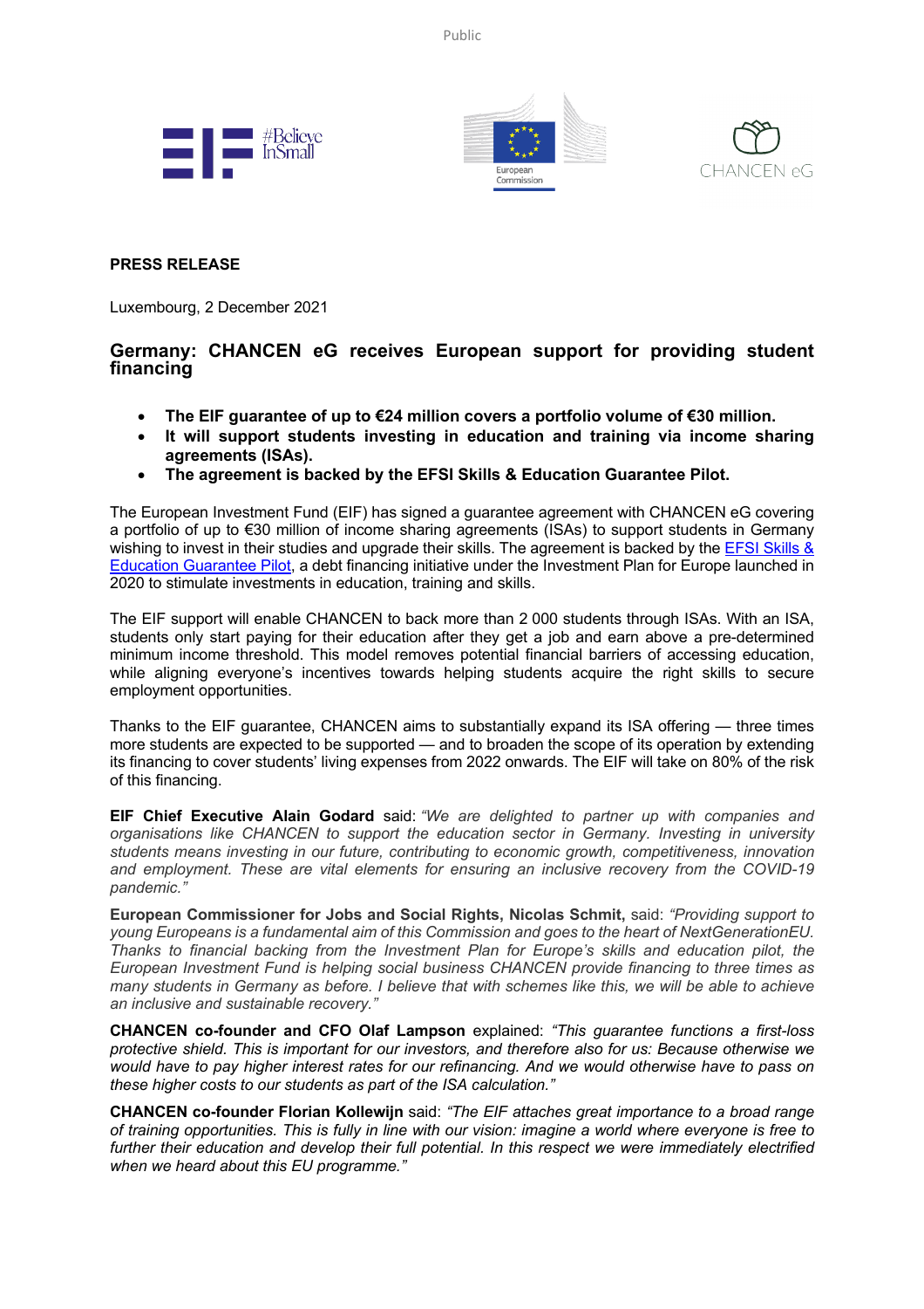**PRESS RELEASE**

Luxembourg, 2 December 2021

## Germany: CHANCEN eG receives European support for providing student financing

- **The EIF guarantee of up to €24 million covers a portfolio volume of €30 million.**
- **It will support students investing in education and training via income sharing agreements (ISAs).**
- **The agreement is backed by the EFSI Skills & Education Guarantee Pilot.**

The European Investment Fund (EIF) has signed a guarantee agreement with CHANCEN eG covering a portfolio of up to €30 million of income sharing agreements (ISAs) to support students in Germany wishing to invest in their studies and upgrade their skills. The agreement is backed by the EFSI Skills & Education Guarantee Pilot, a debt financing initiative under the Investment Plan for Europe launched in 2020 to stimulate investments in education, training and skills.

The EIF support will enable CHANCEN to back more than 2 000 students through ISAs. With an ISA, students only start paying for their education after they get a job and earn above a pre-determined minimum income threshold. This model removes potential financial barriers of accessing education, while aligning everyone's incentives towards helping students acquire the right skills to secure employment opportunities.

Thanks to the EIF guarantee, CHANCEN aims to substantially expand its ISA offering — three times more students are expected to be supported — and to broaden the scope of its operation by extending its financing to cover students' living expenses from 2022 onwards. The EIF will take on 80% of the risk of this financing.

**EIF Chief Executive Alain Godard** said: *"We are delighted to partner up with companies and organisations like CHANCEN to support the education sector in Germany. Investing in university students means investing in our future, contributing to economic growth, competitiveness, innovation and employment. These are vital elements for ensuring an inclusive recovery from the COVID-19 pandemic."*

**European Commissioner for Jobs and Social Rights, Nicolas Schmit,** said: *"Providing support to young Europeans is a fundamental aim of this Commission and goes to the heart of NextGenerationEU. Thanks to financial backing from the Investment Plan for Europe's skills and education pilot, the European Investment Fund is helping social business CHANCEN provide financing to three times as many students in Germany as before. I believe that with schemes like this, we will be able to achieve an inclusive and sustainable recovery."*

**CHANCEN co-founder and CFO Olaf Lampson** explained: *"This guarantee functions a first-loss protective shield. This is important for our investors, and therefore also for us: Because otherwise we would have to pay higher interest rates for our refinancing. And we would otherwise have to pass on these higher costs to our students as part of the ISA calculation."*

**CHANCEN co-founder Florian Kollewijn** said: *"The EIF attaches great importance to a broad range of training opportunities. This is fully in line with our vision: imagine a world where everyone is free to further their education and develop their full potential. In this respect we were immediately electrified when we heard about this EU programme."*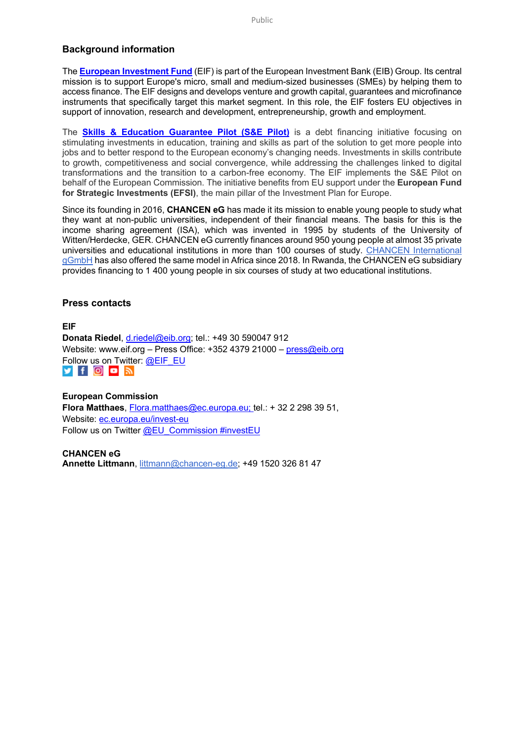## Background information

The **European Investment Fund** (EIF) is part of the European Investment Bank (EIB) Group. Its central mission is to support Europe's micro, small and medium-sized businesses (SMEs) by helping them to access finance. The EIF designs and develops venture and growth capital, guarantees and microfinance instruments that specifically target this market segment. In this role, the EIF fosters EU objectives in support of innovation, research and development, entrepreneurship, growth and employment.

The **Skills & Education Guarantee Pilot (S&E Pilot)** is a debt financing initiative focusing on stimulating investments in education, training and skills as part of the solution to get more people into jobs and to better respond to the European economy's changing needs. Investments in skills contribute to growth, competitiveness and social convergence, while addressing the challenges linked to digital transformations and the transition to a carbon-free economy. The EIF implements the S&E Pilot on behalf of the European Commission. The initiative benefits from EU support under the **European Fund for Strategic Investments (EFSI)**, the main pillar of the Investment Plan for Europe.

Since its founding in 2016, **CHANCEN eG** has made it its mission to enable young people to study what they want at non-public universities, independent of their financial means. The basis for this is the income sharing agreement (ISA), which was invented in 1995 by students of the University of Witten/Herdecke, GER. CHANCEN eG currently finances around 950 young people at almost 35 private universities and educational institutions in more than 100 courses of study. CHANCEN International gGmbH has also offered the same model in Africa since 2018. In Rwanda, the CHANCEN eG subsidiary provides financing to 1 400 young people in six courses of study at two educational institutions.

## Press contacts

**EIF**
**Donata Riedel**, d.riedel@eib.org; tel.: +49 30 590047 912
Website: www.eif.org – Press Office: +352 4379 21000 – press@eib.org
Follow us on Twitter: @EIF_EU

**European Commission**
**Flora Matthaes**, Flora.matthaes@ec.europa.eu; tel.: + 32 2 298 39 51,
Website: ec.europa.eu/invest-eu
Follow us on Twitter @EU_Commission #investEU

**CHANCEN eG**
**Annette Littmann**, littmann@chancen-eg.de; +49 1520 326 81 47